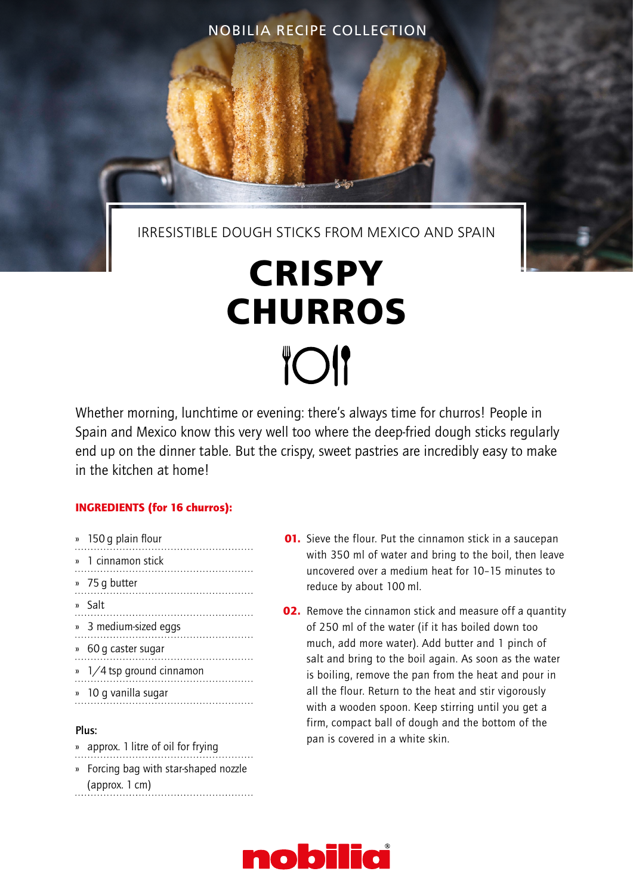NOBILIA RECIPE COLLECTION

IRRESISTIBLE DOUGH STICKS FROM MEXICO AND SPAIN

# CRISPY CHURROS

Whether morning, lunchtime or evening: there's always time for churros! People in Spain and Mexico know this very well too where the deep-fried dough sticks regularly end up on the dinner table. But the crispy, sweet pastries are incredibly easy to make in the kitchen at home!

**INGREDIENTS (for 16 churros):**

- 150 g plain flour
- 1 cinnamon stick
- 75 g butter
- Salt
- 3 medium-sized eggs
- 60 g caster sugar
- 1/4 tsp ground cinnamon
- 10 g vanilla sugar

**Plus:**

- approx. 1 litre of oil for frying
- Forcing bag with star-shaped nozzle (approx. 1 cm)

**01.** Sieve the flour. Put the cinnamon stick in a saucepan with 350 ml of water and bring to the boil, then leave uncovered over a medium heat for 10–15 minutes to reduce by about 100 ml.

**02.** Remove the cinnamon stick and measure off a quantity of 250 ml of the water (if it has boiled down too much, add more water). Add butter and 1 pinch of salt and bring to the boil again. As soon as the water is boiling, remove the pan from the heat and pour in all the flour. Return to the heat and stir vigorously with a wooden spoon. Keep stirring until you get a firm, compact ball of dough and the bottom of the pan is covered in a white skin.

nobilia®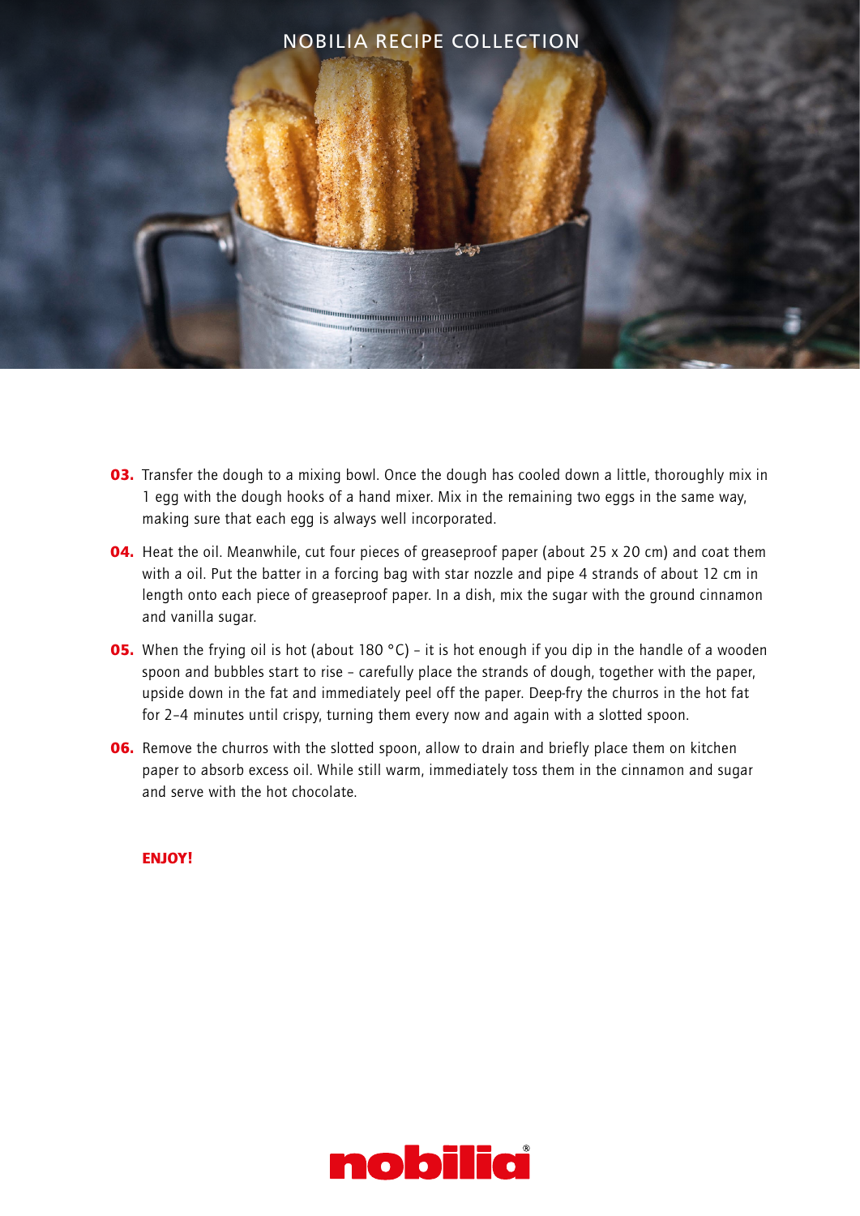**03.** Transfer the dough to a mixing bowl. Once the dough has cooled down a little, thoroughly mix in 1 egg with the dough hooks of a hand mixer. Mix in the remaining two eggs in the same way, making sure that each egg is always well incorporated.

**04.** Heat the oil. Meanwhile, cut four pieces of greaseproof paper (about 25 x 20 cm) and coat them with a oil. Put the batter in a forcing bag with star nozzle and pipe 4 strands of about 12 cm in length onto each piece of greaseproof paper. In a dish, mix the sugar with the ground cinnamon and vanilla sugar.

**05.** When the frying oil is hot (about 180 °C) – it is hot enough if you dip in the handle of a wooden spoon and bubbles start to rise – carefully place the strands of dough, together with the paper, upside down in the fat and immediately peel off the paper. Deep-fry the churros in the hot fat for 2–4 minutes until crispy, turning them every now and again with a slotted spoon.

**06.** Remove the churros with the slotted spoon, allow to drain and briefly place them on kitchen paper to absorb excess oil. While still warm, immediately toss them in the cinnamon and sugar and serve with the hot chocolate.

**ENJOY!**